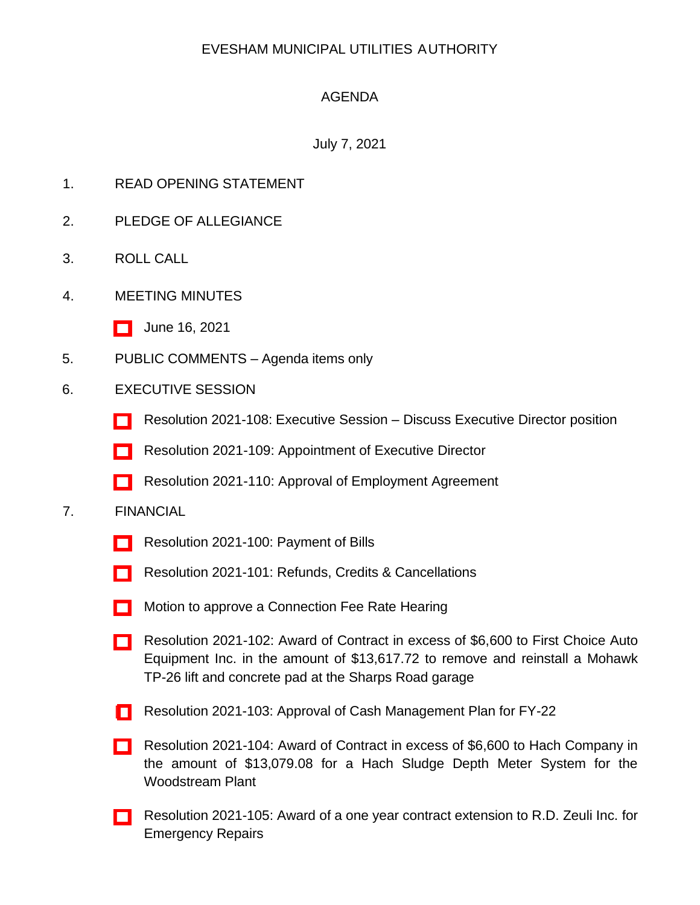# EVESHAM MUNICIPAL UTILITIES AUTHORITY

## AGENDA

July 7, 2021

1. READ OPENING STATEMENT

2. PLEDGE OF ALLEGIANCE

3. ROLL CALL

4. MEETING MINUTES

   - ☐ June 16, 2021

5. PUBLIC COMMENTS – Agenda items only

6. EXECUTIVE SESSION

   - ☐ Resolution 2021-108: Executive Session – Discuss Executive Director position
   - ☐ Resolution 2021-109: Appointment of Executive Director
   - ☐ Resolution 2021-110: Approval of Employment Agreement

7. FINANCIAL

   - ☐ Resolution 2021-100: Payment of Bills
   - ☐ Resolution 2021-101: Refunds, Credits & Cancellations
   - ☐ Motion to approve a Connection Fee Rate Hearing
   - ☐ Resolution 2021-102: Award of Contract in excess of $6,600 to First Choice Auto Equipment Inc. in the amount of $13,617.72 to remove and reinstall a Mohawk TP-26 lift and concrete pad at the Sharps Road garage
   - ☐ Resolution 2021-103: Approval of Cash Management Plan for FY-22
   - ☐ Resolution 2021-104: Award of Contract in excess of $6,600 to Hach Company in the amount of $13,079.08 for a Hach Sludge Depth Meter System for the Woodstream Plant
   - ☐ Resolution 2021-105: Award of a one year contract extension to R.D. Zeuli Inc. for Emergency Repairs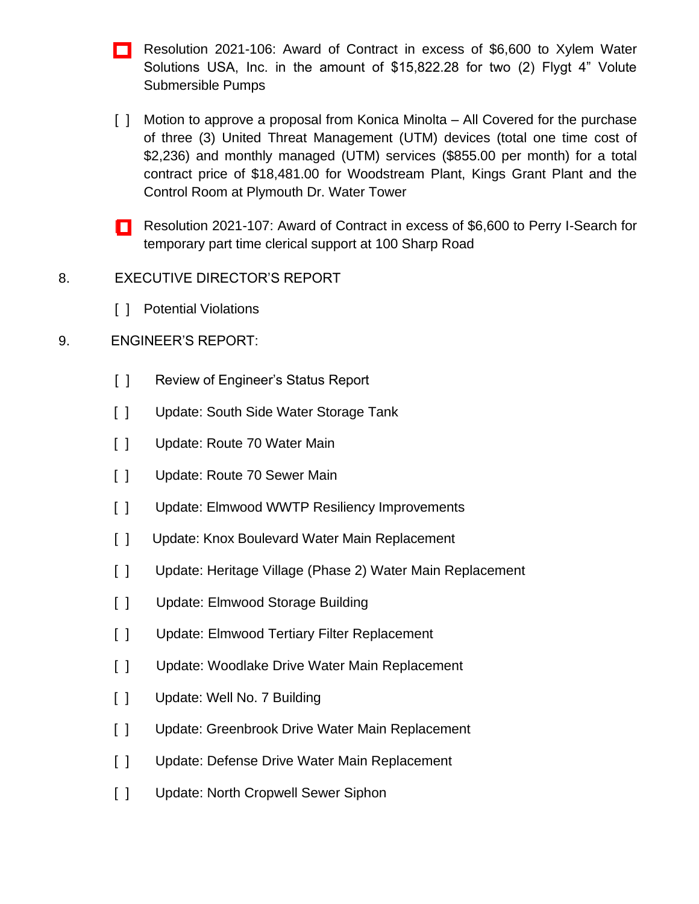[ ] Resolution 2021-106: Award of Contract in excess of $6,600 to Xylem Water Solutions USA, Inc. in the amount of $15,822.28 for two (2) Flygt 4" Volute Submersible Pumps

[ ] Motion to approve a proposal from Konica Minolta – All Covered for the purchase of three (3) United Threat Management (UTM) devices (total one time cost of $2,236) and monthly managed (UTM) services ($855.00 per month) for a total contract price of $18,481.00 for Woodstream Plant, Kings Grant Plant and the Control Room at Plymouth Dr. Water Tower

[ ] Resolution 2021-107: Award of Contract in excess of $6,600 to Perry I-Search for temporary part time clerical support at 100 Sharp Road

8. EXECUTIVE DIRECTOR'S REPORT

[ ] Potential Violations

9. ENGINEER'S REPORT:

[ ] Review of Engineer's Status Report

[ ] Update: South Side Water Storage Tank

[ ] Update: Route 70 Water Main

[ ] Update: Route 70 Sewer Main

[ ] Update: Elmwood WWTP Resiliency Improvements

[ ] Update: Knox Boulevard Water Main Replacement

[ ] Update: Heritage Village (Phase 2) Water Main Replacement

[ ] Update: Elmwood Storage Building

[ ] Update: Elmwood Tertiary Filter Replacement

[ ] Update: Woodlake Drive Water Main Replacement

[ ] Update: Well No. 7 Building

[ ] Update: Greenbrook Drive Water Main Replacement

[ ] Update: Defense Drive Water Main Replacement

[ ] Update: North Cropwell Sewer Siphon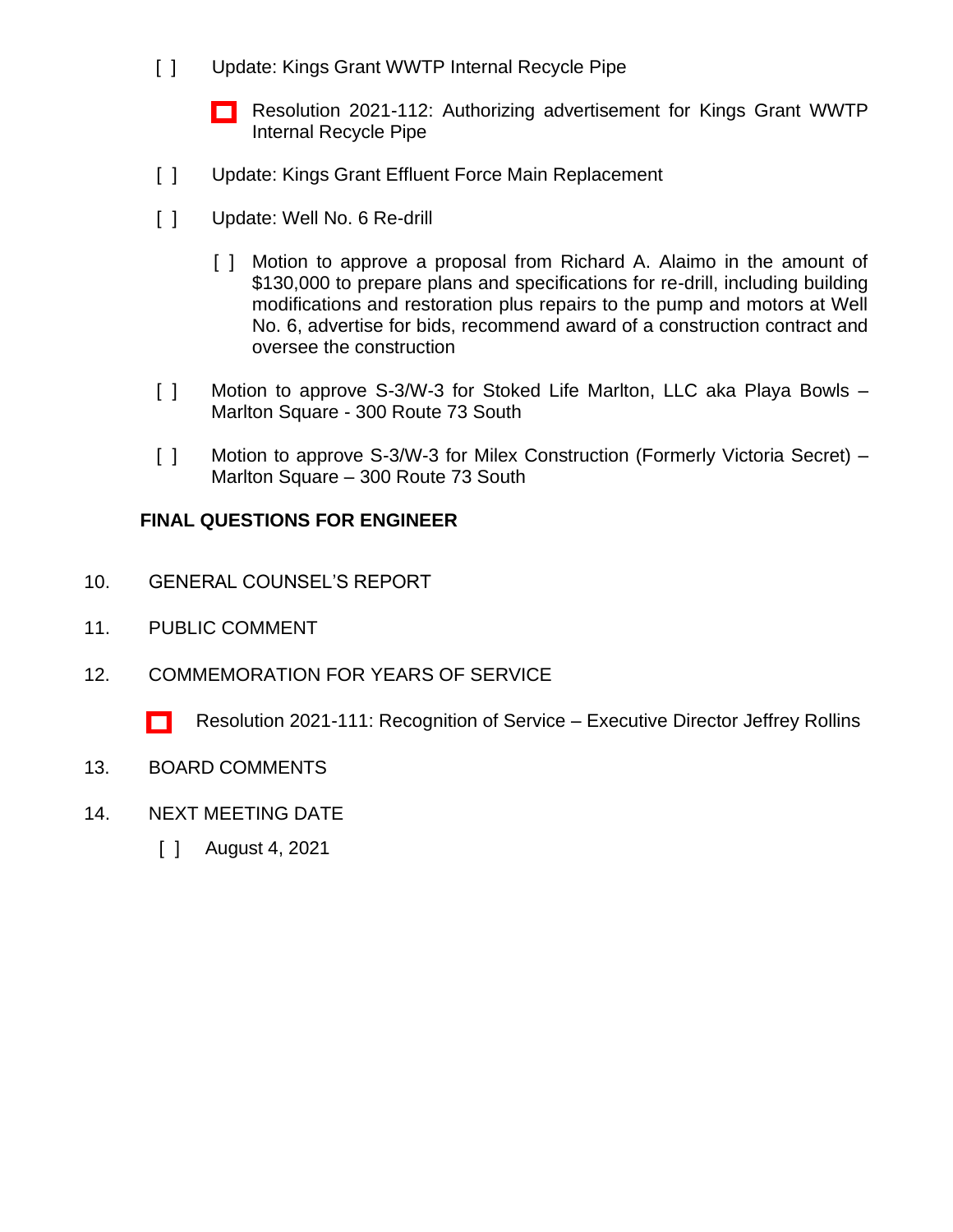[ ] Update: Kings Grant WWTP Internal Recycle Pipe

- Resolution 2021-112: Authorizing advertisement for Kings Grant WWTP Internal Recycle Pipe

[ ] Update: Kings Grant Effluent Force Main Replacement

[ ] Update: Well No. 6 Re-drill

- [ ] Motion to approve a proposal from Richard A. Alaimo in the amount of $130,000 to prepare plans and specifications for re-drill, including building modifications and restoration plus repairs to the pump and motors at Well No. 6, advertise for bids, recommend award of a construction contract and oversee the construction

[ ] Motion to approve S-3/W-3 for Stoked Life Marlton, LLC aka Playa Bowls – Marlton Square - 300 Route 73 South

[ ] Motion to approve S-3/W-3 for Milex Construction (Formerly Victoria Secret) – Marlton Square – 300 Route 73 South

**FINAL QUESTIONS FOR ENGINEER**

10. GENERAL COUNSEL'S REPORT

11. PUBLIC COMMENT

12. COMMEMORATION FOR YEARS OF SERVICE

    - Resolution 2021-111: Recognition of Service – Executive Director Jeffrey Rollins

13. BOARD COMMENTS

14. NEXT MEETING DATE

    [ ] August 4, 2021